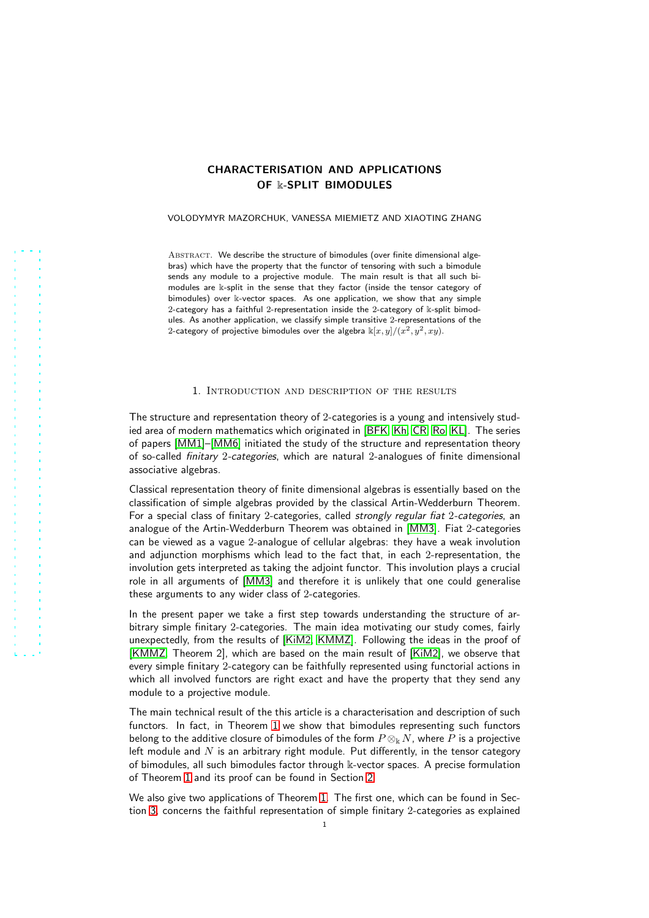# CHARACTERISATION AND APPLICATIONS OF $\Bbbk$-SPLIT BIMODULES

VOLODYMYR MAZORCHUK, VANESSA MIEMIETZ AND XIAOTING ZHANG

Abstract. We describe the structure of bimodules (over finite dimensional algebras) which have the property that the functor of tensoring with such a bimodule sends any module to a projective module. The main result is that all such bimodules are $\Bbbk$-split in the sense that they factor (inside the tensor category of bimodules) over $\Bbbk$-vector spaces. As one application, we show that any simple 2-category has a faithful 2-representation inside the 2-category of $\Bbbk$-split bimodules. As another application, we classify simple transitive 2-representations of the 2-category of projective bimodules over the algebra $\Bbbk[x,y]/(x^2,y^2,xy)$.

## 1. Introduction and description of the results

The structure and representation theory of 2-categories is a young and intensively studied area of modern mathematics which originated in [BFK, Kh, CR, Ro, KL]. The series of papers [MM1]–[MM6] initiated the study of the structure and representation theory of so-called *finitary 2-categories*, which are natural 2-analogues of finite dimensional associative algebras.

Classical representation theory of finite dimensional algebras is essentially based on the classification of simple algebras provided by the classical Artin-Wedderburn Theorem. For a special class of finitary 2-categories, called *strongly regular fiat 2-categories*, an analogue of the Artin-Wedderburn Theorem was obtained in [MM3]. Fiat 2-categories can be viewed as a vague 2-analogue of cellular algebras: they have a weak involution and adjunction morphisms which lead to the fact that, in each 2-representation, the involution gets interpreted as taking the adjoint functor. This involution plays a crucial role in all arguments of [MM3] and therefore it is unlikely that one could generalise these arguments to any wider class of 2-categories.

In the present paper we take a first step towards understanding the structure of arbitrary simple finitary 2-categories. The main idea motivating our study comes, fairly unexpectedly, from the results of [KiM2, KMMZ]. Following the ideas in the proof of [KMMZ, Theorem 2], which are based on the main result of [KiM2], we observe that every simple finitary 2-category can be faithfully represented using functorial actions in which all involved functors are right exact and have the property that they send any module to a projective module.

The main technical result of the this article is a characterisation and description of such functors. In fact, in Theorem 1 we show that bimodules representing such functors belong to the additive closure of bimodules of the form $P\otimes_{\Bbbk} N$, where $P$ is a projective left module and $N$ is an arbitrary right module. Put differently, in the tensor category of bimodules, all such bimodules factor through $\Bbbk$-vector spaces. A precise formulation of Theorem 1 and its proof can be found in Section 2.

We also give two applications of Theorem 1. The first one, which can be found in Section 3, concerns the faithful representation of simple finitary 2-categories as explained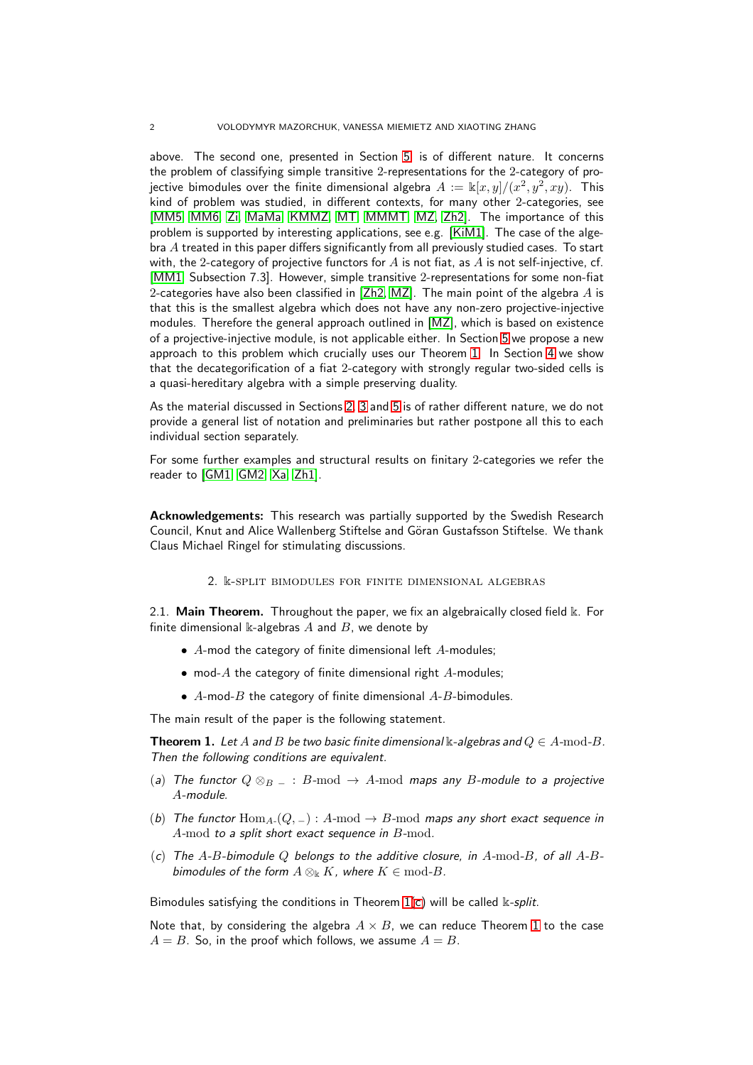above. The second one, presented in Section 5, is of different nature. It concerns the problem of classifying simple transitive 2-representations for the 2-category of projective bimodules over the finite dimensional algebra $A := \Bbbk[x,y]/(x^2,y^2,xy)$. This kind of problem was studied, in different contexts, for many other 2-categories, see [MM5, MM6, Zi, MaMa, KMMZ, MT, MMMT, MZ, Zh2]. The importance of this problem is supported by interesting applications, see e.g. [KiM1]. The case of the algebra $A$ treated in this paper differs significantly from all previously studied cases. To start with, the 2-category of projective functors for $A$ is not fiat, as $A$ is not self-injective, cf. [MM1, Subsection 7.3]. However, simple transitive 2-representations for some non-fiat 2-categories have also been classified in [Zh2, MZ]. The main point of the algebra $A$ is that this is the smallest algebra which does not have any non-zero projective-injective modules. Therefore the general approach outlined in [MZ], which is based on existence of a projective-injective module, is not applicable either. In Section 5 we propose a new approach to this problem which crucially uses our Theorem 1. In Section 4 we show that the decategorification of a fiat 2-category with strongly regular two-sided cells is a quasi-hereditary algebra with a simple preserving duality.

As the material discussed in Sections 2, 3 and 5 is of rather different nature, we do not provide a general list of notation and preliminaries but rather postpone all this to each individual section separately.

For some further examples and structural results on finitary 2-categories we refer the reader to [GM1, GM2, Xa, Zh1].

**Acknowledgements:** This research was partially supported by the Swedish Research Council, Knut and Alice Wallenberg Stiftelse and Göran Gustafsson Stiftelse. We thank Claus Michael Ringel for stimulating discussions.

## 2. $\Bbbk$-split bimodules for finite dimensional algebras

**2.1. Main Theorem.** Throughout the paper, we fix an algebraically closed field $\Bbbk$. For finite dimensional $\Bbbk$-algebras $A$ and $B$, we denote by

- $A$-mod the category of finite dimensional left $A$-modules;
- mod-$A$ the category of finite dimensional right $A$-modules;
- $A$-mod-$B$ the category of finite dimensional $A$-$B$-bimodules.

The main result of the paper is the following statement.

**Theorem 1.** *Let $A$ and $B$ be two basic finite dimensional $\Bbbk$-algebras and $Q \in A\text{-mod-}B$. Then the following conditions are equivalent.*

(*a*) *The functor $Q \otimes_B {}_- : B\text{-mod} \to A\text{-mod}$ maps any $B$-module to a projective $A$-module.*

(*b*) *The functor $\mathrm{Hom}_{A\text{-}}(Q, {}_-) : A\text{-mod} \to B\text{-mod}$ maps any short exact sequence in $A$-mod to a split short exact sequence in $B$-mod.*

(*c*) *The $A$-$B$-bimodule $Q$ belongs to the additive closure, in $A$-mod-$B$, of all $A$-$B$-bimodules of the form $A \otimes_\Bbbk K$, where $K \in \text{mod-}B$.*

Bimodules satisfying the conditions in Theorem 1(c) will be called $\Bbbk$-*split*.

Note that, by considering the algebra $A \times B$, we can reduce Theorem 1 to the case $A = B$. So, in the proof which follows, we assume $A = B$.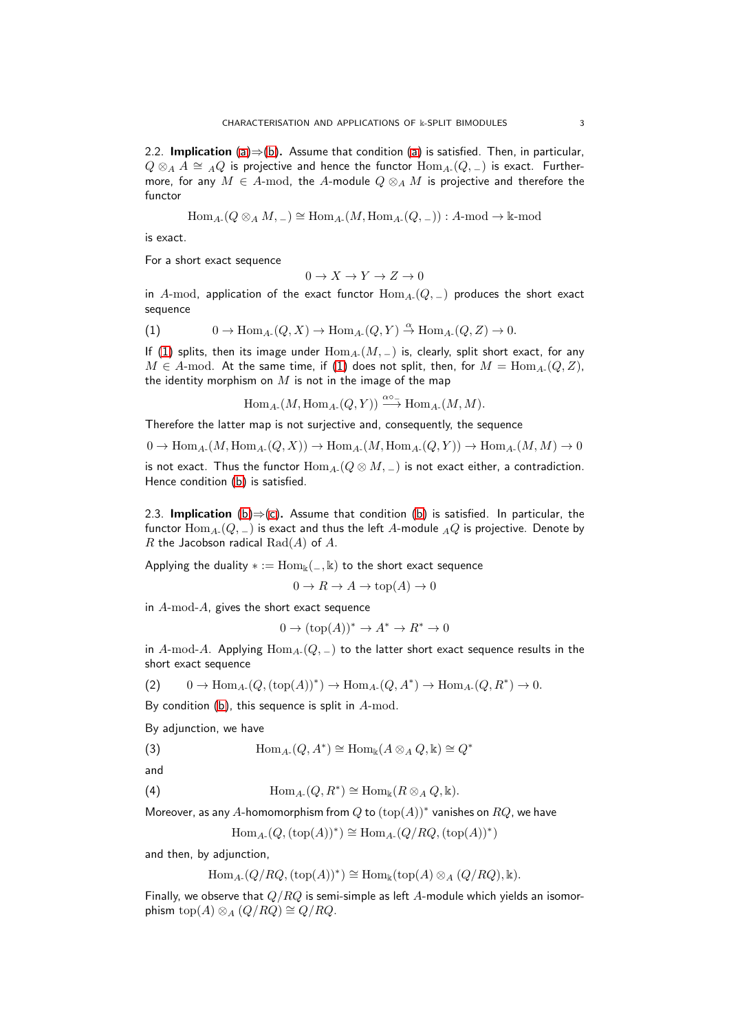2.2. **Implication** (a)⇒(b). Assume that condition (a) is satisfied. Then, in particular, $Q \otimes_A A \cong {}_AQ$ is projective and hence the functor $\mathrm{Hom}_{A\text{-}}(Q, {}_{-})$ is exact. Furthermore, for any $M \in A\text{-mod}$, the $A$-module $Q \otimes_A M$ is projective and therefore the functor

$$\mathrm{Hom}_{A\text{-}}(Q \otimes_A M, {}_{-}) \cong \mathrm{Hom}_{A\text{-}}(M, \mathrm{Hom}_{A\text{-}}(Q, {}_{-})) : A\text{-mod} \to \Bbbk\text{-mod}$$

is exact.

For a short exact sequence

$$0 \to X \to Y \to Z \to 0$$

in $A\text{-mod}$, application of the exact functor $\mathrm{Hom}_{A\text{-}}(Q, {}_{-})$ produces the short exact sequence

$$0 \to \mathrm{Hom}_{A\text{-}}(Q, X) \to \mathrm{Hom}_{A\text{-}}(Q, Y) \xrightarrow{\alpha} \mathrm{Hom}_{A\text{-}}(Q, Z) \to 0. \tag{1}$$

If (1) splits, then its image under $\mathrm{Hom}_{A\text{-}}(M, {}_{-})$ is, clearly, split short exact, for any $M \in A\text{-mod}$. At the same time, if (1) does not split, then, for $M = \mathrm{Hom}_{A\text{-}}(Q, Z)$, the identity morphism on $M$ is not in the image of the map

$$\mathrm{Hom}_{A\text{-}}(M, \mathrm{Hom}_{A\text{-}}(Q, Y)) \xrightarrow{\alpha \circ_{-}} \mathrm{Hom}_{A\text{-}}(M, M).$$

Therefore the latter map is not surjective and, consequently, the sequence

$$0 \to \mathrm{Hom}_{A\text{-}}(M, \mathrm{Hom}_{A\text{-}}(Q, X)) \to \mathrm{Hom}_{A\text{-}}(M, \mathrm{Hom}_{A\text{-}}(Q, Y)) \to \mathrm{Hom}_{A\text{-}}(M, M) \to 0$$

is not exact. Thus the functor $\mathrm{Hom}_{A\text{-}}(Q \otimes M, {}_{-})$ is not exact either, a contradiction. Hence condition (b) is satisfied.

2.3. **Implication** (b)⇒(c). Assume that condition (b) is satisfied. In particular, the functor $\mathrm{Hom}_{A\text{-}}(Q, {}_{-})$ is exact and thus the left $A$-module ${}_AQ$ is projective. Denote by $R$ the Jacobson radical $\mathrm{Rad}(A)$ of $A$.

Applying the duality $* := \mathrm{Hom}_{\Bbbk}({}_{-}, \Bbbk)$ to the short exact sequence

$$0 \to R \to A \to \mathrm{top}(A) \to 0$$

in $A\text{-mod-}A$, gives the short exact sequence

$$0 \to (\mathrm{top}(A))^* \to A^* \to R^* \to 0$$

in $A\text{-mod-}A$. Applying $\mathrm{Hom}_{A\text{-}}(Q, {}_{-})$ to the latter short exact sequence results in the short exact sequence

$$0 \to \mathrm{Hom}_{A\text{-}}(Q, (\mathrm{top}(A))^*) \to \mathrm{Hom}_{A\text{-}}(Q, A^*) \to \mathrm{Hom}_{A\text{-}}(Q, R^*) \to 0. \tag{2}$$

By condition (b), this sequence is split in $A\text{-mod}$.

By adjunction, we have

$$\mathrm{Hom}_{A\text{-}}(Q, A^*) \cong \mathrm{Hom}_{\Bbbk}(A \otimes_A Q, \Bbbk) \cong Q^* \tag{3}$$

and

$$\mathrm{Hom}_{A\text{-}}(Q, R^*) \cong \mathrm{Hom}_{\Bbbk}(R \otimes_A Q, \Bbbk). \tag{4}$$

Moreover, as any $A$-homomorphism from $Q$ to $(\mathrm{top}(A))^*$ vanishes on $RQ$, we have

$$\mathrm{Hom}_{A\text{-}}(Q, (\mathrm{top}(A))^*) \cong \mathrm{Hom}_{A\text{-}}(Q/RQ, (\mathrm{top}(A))^*)$$

and then, by adjunction,

$$\mathrm{Hom}_{A\text{-}}(Q/RQ, (\mathrm{top}(A))^*) \cong \mathrm{Hom}_{\Bbbk}(\mathrm{top}(A) \otimes_A (Q/RQ), \Bbbk).$$

Finally, we observe that $Q/RQ$ is semi-simple as left $A$-module which yields an isomorphism $\mathrm{top}(A) \otimes_A (Q/RQ) \cong Q/RQ$.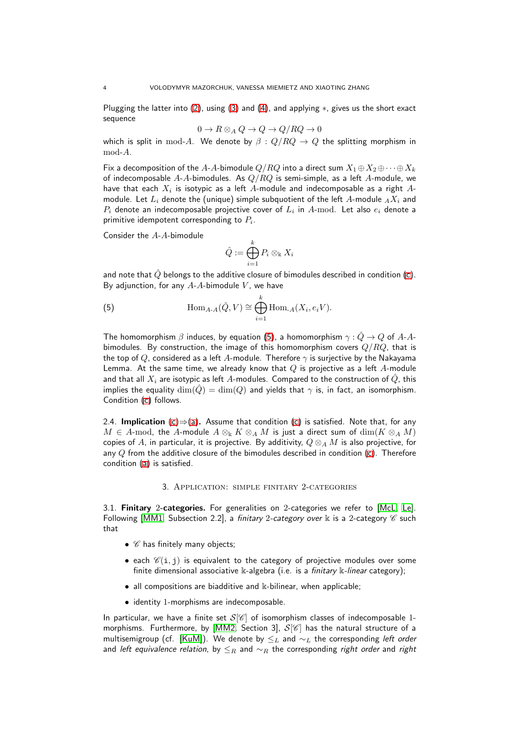Plugging the latter into (2), using (3) and (4), and applying $*$, gives us the short exact sequence

$$0 \to R \otimes_A Q \to Q \to Q/RQ \to 0$$

which is split in $\mathrm{mod}\text{-}A$. We denote by $\beta : Q/RQ \to Q$ the splitting morphism in $\mathrm{mod}\text{-}A$.

Fix a decomposition of the $A$-$A$-bimodule $Q/RQ$ into a direct sum $X_1 \oplus X_2 \oplus \dots \oplus X_k$ of indecomposable $A$-$A$-bimodules. As $Q/RQ$ is semi-simple, as a left $A$-module, we have that each $X_i$ is isotypic as a left $A$-module and indecomposable as a right $A$-module. Let $L_i$ denote the (unique) simple subquotient of the left $A$-module ${}_A X_i$ and $P_i$ denote an indecomposable projective cover of $L_i$ in $A\text{-}\mathrm{mod}$. Let also $e_i$ denote a primitive idempotent corresponding to $P_i$.

Consider the $A$-$A$-bimodule

$$\hat{Q} := \bigoplus_{i=1}^{k} P_i \otimes_{\Bbbk} X_i$$

and note that $\hat{Q}$ belongs to the additive closure of bimodules described in condition (c). By adjunction, for any $A$-$A$-bimodule $V$, we have

$$\mathrm{Hom}_{A\text{-}A}(\hat{Q}, V) \cong \bigoplus_{i=1}^{k} \mathrm{Hom}_{\text{-}A}(X_i, e_i V). \tag{5}$$

The homomorphism $\beta$ induces, by equation (5), a homomorphism $\gamma : \hat{Q} \to Q$ of $A$-$A$-bimodules. By construction, the image of this homomorphism covers $Q/RQ$, that is the top of $Q$, considered as a left $A$-module. Therefore $\gamma$ is surjective by the Nakayama Lemma. At the same time, we already know that $Q$ is projective as a left $A$-module and that all $X_i$ are isotypic as left $A$-modules. Compared to the construction of $\hat{Q}$, this implies the equality $\dim(\hat{Q}) = \dim(Q)$ and yields that $\gamma$ is, in fact, an isomorphism. Condition (c) follows.

2.4. **Implication (c)⇒(a).** Assume that condition (c) is satisfied. Note that, for any $M \in A\text{-}\mathrm{mod}$, the $A$-module $A \otimes_{\Bbbk} K \otimes_A M$ is just a direct sum of $\dim(K \otimes_A M)$ copies of $A$, in particular, it is projective. By additivity, $Q \otimes_A M$ is also projective, for any $Q$ from the additive closure of the bimodules described in condition (c). Therefore condition (a) is satisfied.

## 3. Application: simple finitary 2-categories

3.1. **Finitary 2-categories.** For generalities on 2-categories we refer to [McL, Le]. Following [MM1, Subsection 2.2], a *finitary 2-category over* $\Bbbk$ is a 2-category $\mathscr{C}$ such that

- $\mathscr{C}$ has finitely many objects;
- each $\mathscr{C}(\mathtt{i}, \mathtt{j})$ is equivalent to the category of projective modules over some finite dimensional associative $\Bbbk$-algebra (i.e. is a *finitary* $\Bbbk$*-linear* category);
- all compositions are biadditive and $\Bbbk$-bilinear, when applicable;
- identity 1-morphisms are indecomposable.

In particular, we have a finite set $\mathcal{S}[\mathscr{C}]$ of isomorphism classes of indecomposable 1-morphisms. Furthermore, by [MM2, Section 3], $\mathcal{S}[\mathscr{C}]$ has the natural structure of a multisemigroup (cf. [KuM]). We denote by $\leq_L$ and $\sim_L$ the corresponding *left order* and *left equivalence relation*, by $\leq_R$ and $\sim_R$ the corresponding *right order* and *right*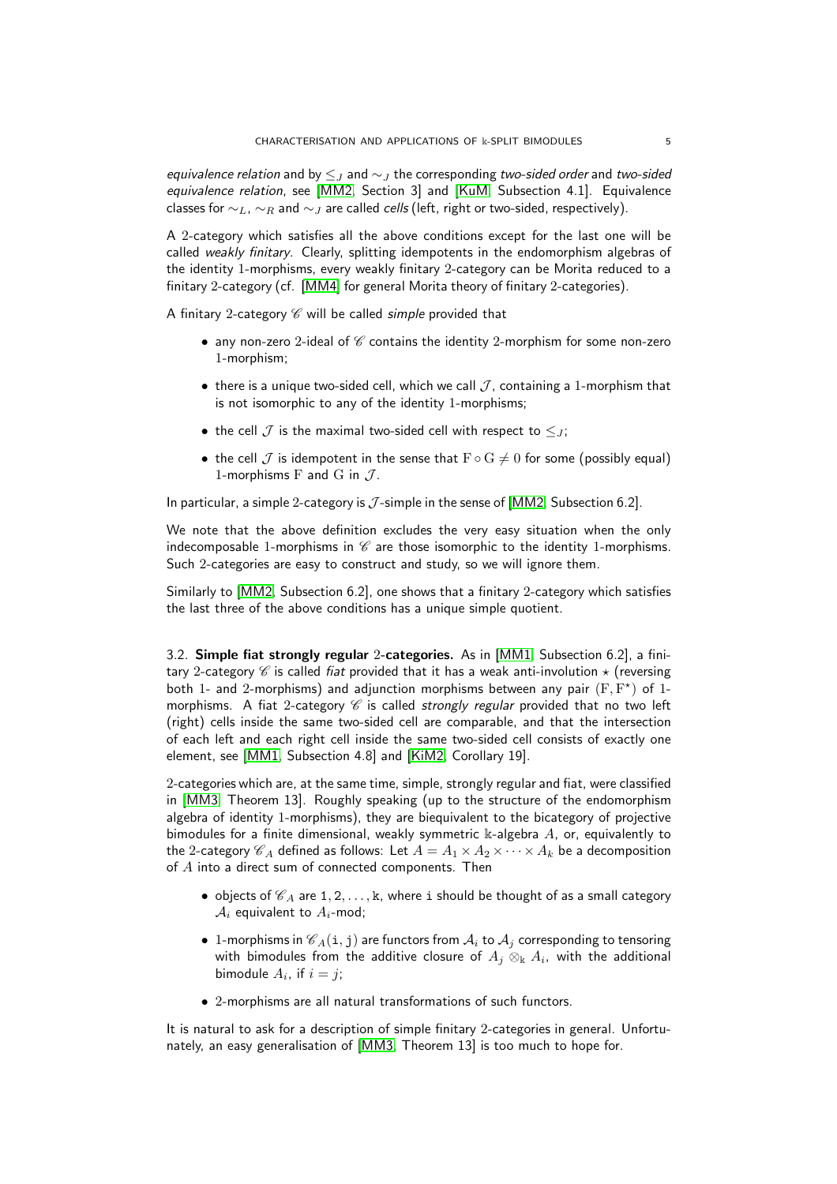*equivalence relation* and by $\leq_J$ and $\sim_J$ the corresponding *two-sided order* and *two-sided equivalence relation*, see [MM2, Section 3] and [KuM, Subsection 4.1]. Equivalence classes for $\sim_L$, $\sim_R$ and $\sim_J$ are called *cells* (left, right or two-sided, respectively).

A 2-category which satisfies all the above conditions except for the last one will be called *weakly finitary*. Clearly, splitting idempotents in the endomorphism algebras of the identity 1-morphisms, every weakly finitary 2-category can be Morita reduced to a finitary 2-category (cf. [MM4] for general Morita theory of finitary 2-categories).

A finitary 2-category $\mathscr{C}$ will be called *simple* provided that

- any non-zero 2-ideal of $\mathscr{C}$ contains the identity 2-morphism for some non-zero 1-morphism;
- there is a unique two-sided cell, which we call $\mathcal{J}$, containing a 1-morphism that is not isomorphic to any of the identity 1-morphisms;
- the cell $\mathcal{J}$ is the maximal two-sided cell with respect to $\leq_J$;
- the cell $\mathcal{J}$ is idempotent in the sense that $\mathrm{F} \circ \mathrm{G} \neq 0$ for some (possibly equal) 1-morphisms $\mathrm{F}$ and $\mathrm{G}$ in $\mathcal{J}$.

In particular, a simple 2-category is $\mathcal{J}$-simple in the sense of [MM2, Subsection 6.2].

We note that the above definition excludes the very easy situation when the only indecomposable 1-morphisms in $\mathscr{C}$ are those isomorphic to the identity 1-morphisms. Such 2-categories are easy to construct and study, so we will ignore them.

Similarly to [MM2, Subsection 6.2], one shows that a finitary 2-category which satisfies the last three of the above conditions has a unique simple quotient.

3.2. **Simple fiat strongly regular 2-categories.** As in [MM1, Subsection 6.2], a finitary 2-category $\mathscr{C}$ is called *fiat* provided that it has a weak anti-involution $\star$ (reversing both 1- and 2-morphisms) and adjunction morphisms between any pair $(\mathrm{F}, \mathrm{F}^\star)$ of 1-morphisms. A fiat 2-category $\mathscr{C}$ is called *strongly regular* provided that no two left (right) cells inside the same two-sided cell are comparable, and that the intersection of each left and each right cell inside the same two-sided cell consists of exactly one element, see [MM1, Subsection 4.8] and [KiM2, Corollary 19].

2-categories which are, at the same time, simple, strongly regular and fiat, were classified in [MM3, Theorem 13]. Roughly speaking (up to the structure of the endomorphism algebra of identity 1-morphisms), they are biequivalent to the bicategory of projective bimodules for a finite dimensional, weakly symmetric $\Bbbk$-algebra $A$, or, equivalently to the 2-category $\mathscr{C}_A$ defined as follows: Let $A = A_1 \times A_2 \times \cdots \times A_k$ be a decomposition of $A$ into a direct sum of connected components. Then

- objects of $\mathscr{C}_A$ are $1, 2, \dots, \mathtt{k}$, where $\mathtt{i}$ should be thought of as a small category $\mathcal{A}_i$ equivalent to $A_i$-mod;
- 1-morphisms in $\mathscr{C}_A(\mathtt{i}, \mathtt{j})$ are functors from $\mathcal{A}_i$ to $\mathcal{A}_j$ corresponding to tensoring with bimodules from the additive closure of $A_j \otimes_\Bbbk A_i$, with the additional bimodule $A_i$, if $i = j$;
- 2-morphisms are all natural transformations of such functors.

It is natural to ask for a description of simple finitary 2-categories in general. Unfortunately, an easy generalisation of [MM3, Theorem 13] is too much to hope for.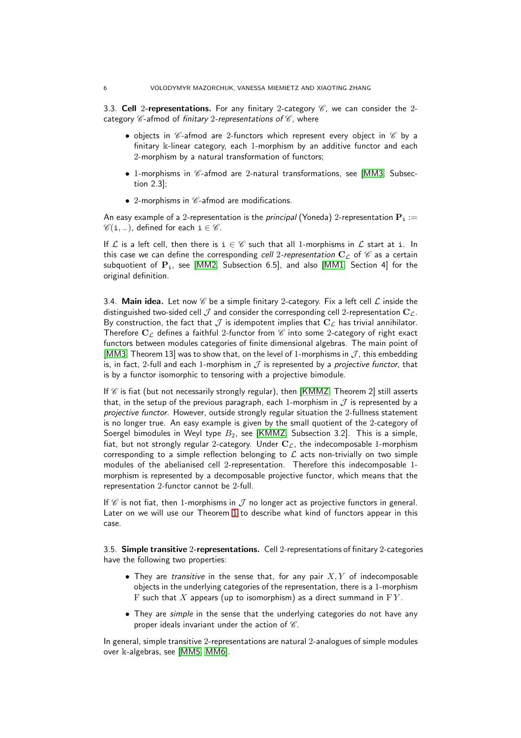3.3. **Cell 2-representations.** For any finitary 2-category $\mathscr{C}$, we can consider the 2-category $\mathscr{C}$-afmod of *finitary 2-representations of* $\mathscr{C}$, where

- objects in $\mathscr{C}$-afmod are 2-functors which represent every object in $\mathscr{C}$ by a finitary $\Bbbk$-linear category, each 1-morphism by an additive functor and each 2-morphism by a natural transformation of functors;
- 1-morphisms in $\mathscr{C}$-afmod are 2-natural transformations, see [MM3, Subsection 2.3];
- 2-morphisms in $\mathscr{C}$-afmod are modifications.

An easy example of a 2-representation is the *principal* (Yoneda) 2-representation $\mathbf{P}_{\mathtt{i}} := \mathscr{C}(\mathtt{i}, {}_{-})$, defined for each $\mathtt{i} \in \mathscr{C}$.

If $\mathcal{L}$ is a left cell, then there is $\mathtt{i} \in \mathscr{C}$ such that all 1-morphisms in $\mathcal{L}$ start at $\mathtt{i}$. In this case we can define the corresponding *cell 2-representation* $\mathbf{C}_{\mathcal{L}}$ of $\mathscr{C}$ as a certain subquotient of $\mathbf{P}_{\mathtt{i}}$, see [MM2, Subsection 6.5], and also [MM1, Section 4] for the original definition.

3.4. **Main idea.** Let now $\mathscr{C}$ be a simple finitary 2-category. Fix a left cell $\mathcal{L}$ inside the distinguished two-sided cell $\mathcal{J}$ and consider the corresponding cell 2-representation $\mathbf{C}_{\mathcal{L}}$. By construction, the fact that $\mathcal{J}$ is idempotent implies that $\mathbf{C}_{\mathcal{L}}$ has trivial annihilator. Therefore $\mathbf{C}_{\mathcal{L}}$ defines a faithful 2-functor from $\mathscr{C}$ into some 2-category of right exact functors between modules categories of finite dimensional algebras. The main point of [MM3, Theorem 13] was to show that, on the level of 1-morphisms in $\mathcal{J}$, this embedding is, in fact, 2-full and each 1-morphism in $\mathcal{J}$ is represented by a *projective functor*, that is by a functor isomorphic to tensoring with a projective bimodule.

If $\mathscr{C}$ is fiat (but not necessarily strongly regular), then [KMMZ, Theorem 2] still asserts that, in the setup of the previous paragraph, each 1-morphism in $\mathcal{J}$ is represented by a *projective functor*. However, outside strongly regular situation the 2-fullness statement is no longer true. An easy example is given by the small quotient of the 2-category of Soergel bimodules in Weyl type $B_2$, see [KMMZ, Subsection 3.2]. This is a simple, fiat, but not strongly regular 2-category. Under $\mathbf{C}_{\mathcal{L}}$, the indecomposable 1-morphism corresponding to a simple reflection belonging to $\mathcal{L}$ acts non-trivially on two simple modules of the abelianised cell 2-representation. Therefore this indecomposable 1-morphism is represented by a decomposable projective functor, which means that the representation 2-functor cannot be 2-full.

If $\mathscr{C}$ is not fiat, then 1-morphisms in $\mathcal{J}$ no longer act as projective functors in general. Later on we will use our Theorem 1 to describe what kind of functors appear in this case.

3.5. **Simple transitive 2-representations.** Cell 2-representations of finitary 2-categories have the following two properties:

- They are *transitive* in the sense that, for any pair $X, Y$ of indecomposable objects in the underlying categories of the representation, there is a 1-morphism $\mathrm{F}$ such that $X$ appears (up to isomorphism) as a direct summand in $\mathrm{F}\,Y$.
- They are *simple* in the sense that the underlying categories do not have any proper ideals invariant under the action of $\mathscr{C}$.

In general, simple transitive 2-representations are natural 2-analogues of simple modules over $\Bbbk$-algebras, see [MM5, MM6].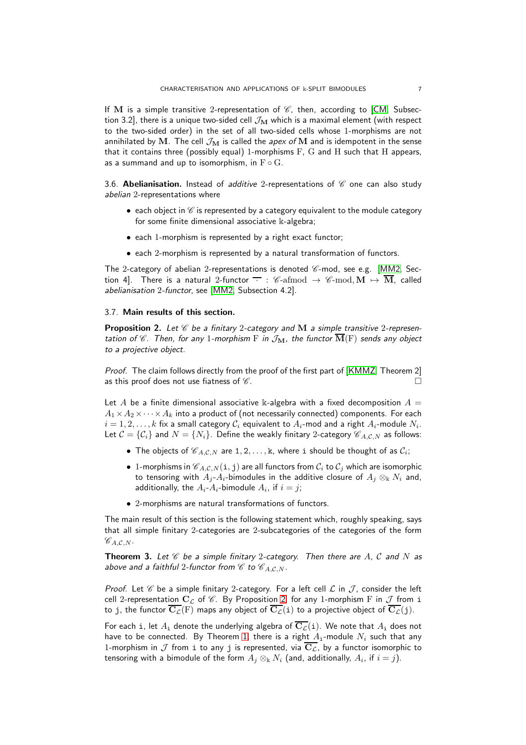If $\mathbf{M}$ is a simple transitive 2-representation of $\mathscr{C}$, then, according to [CM, Subsection 3.2], there is a unique two-sided cell $\mathcal{J}_{\mathbf{M}}$ which is a maximal element (with respect to the two-sided order) in the set of all two-sided cells whose 1-morphisms are not annihilated by $\mathbf{M}$. The cell $\mathcal{J}_{\mathbf{M}}$ is called the *apex of* $\mathbf{M}$ and is idempotent in the sense that it contains three (possibly equal) 1-morphisms $\mathrm{F}$, $\mathrm{G}$ and $\mathrm{H}$ such that $\mathrm{H}$ appears, as a summand and up to isomorphism, in $\mathrm{F} \circ \mathrm{G}$.

3.6. **Abelianisation.** Instead of *additive* 2-representations of $\mathscr{C}$ one can also study *abelian* 2-representations where

- each object in $\mathscr{C}$ is represented by a category equivalent to the module category for some finite dimensional associative $\Bbbk$-algebra;
- each 1-morphism is represented by a right exact functor;
- each 2-morphism is represented by a natural transformation of functors.

The 2-category of abelian 2-representations is denoted $\mathscr{C}$-mod, see e.g. [MM2, Section 4]. There is a natural 2-functor $\overline{\cdot}$ : $\mathscr{C}\text{-afmod} \to \mathscr{C}\text{-mod}, \mathbf{M} \mapsto \overline{\mathbf{M}}$, called *abelianisation* 2*-functor*, see [MM2, Subsection 4.2].

3.7. **Main results of this section.**

**Proposition 2.** *Let $\mathscr{C}$ be a finitary 2-category and $\mathbf{M}$ a simple transitive 2-representation of $\mathscr{C}$. Then, for any 1-morphism $\mathrm{F}$ in $\mathcal{J}_{\mathbf{M}}$, the functor $\overline{\mathbf{M}}(\mathrm{F})$ sends any object to a projective object.*

*Proof.* The claim follows directly from the proof of the first part of [KMMZ, Theorem 2] as this proof does not use fiatness of $\mathscr{C}$. □

Let $A$ be a finite dimensional associative $\Bbbk$-algebra with a fixed decomposition $A = A_1 \times A_2 \times \cdots \times A_k$ into a product of (not necessarily connected) components. For each $i = 1, 2, \ldots, k$ fix a small category $\mathcal{C}_i$ equivalent to $A_i$-mod and a right $A_i$-module $N_i$. Let $\mathcal{C} = \{\mathcal{C}_i\}$ and $N = \{N_i\}$. Define the weakly finitary 2-category $\mathscr{C}_{A,\mathcal{C},N}$ as follows:

- The objects of $\mathscr{C}_{A,\mathcal{C},N}$ are $1, 2, \ldots, \mathtt{k}$, where $\mathtt{i}$ should be thought of as $\mathcal{C}_i$;
- 1-morphisms in $\mathscr{C}_{A,\mathcal{C},N}(\mathtt{i},\mathtt{j})$ are all functors from $\mathcal{C}_i$ to $\mathcal{C}_j$ which are isomorphic to tensoring with $A_j$-$A_i$-bimodules in the additive closure of $A_j \otimes_\Bbbk N_i$ and, additionally, the $A_i$-$A_i$-bimodule $A_i$, if $i = j$;
- 2-morphisms are natural transformations of functors.

The main result of this section is the following statement which, roughly speaking, says that all simple finitary 2-categories are 2-subcategories of the categories of the form $\mathscr{C}_{A,\mathcal{C},N}$.

**Theorem 3.** *Let $\mathscr{C}$ be a simple finitary 2-category. Then there are $A$, $\mathcal{C}$ and $N$ as above and a faithful 2-functor from $\mathscr{C}$ to $\mathscr{C}_{A,\mathcal{C},N}$.*

*Proof.* Let $\mathscr{C}$ be a simple finitary 2-category. For a left cell $\mathcal{L}$ in $\mathcal{J}$, consider the left cell 2-representation $\mathbf{C}_{\mathcal{L}}$ of $\mathscr{C}$. By Proposition 2, for any 1-morphism $\mathrm{F}$ in $\mathcal{J}$ from $\mathtt{i}$ to $\mathtt{j}$, the functor $\overline{\mathbf{C}_{\mathcal{L}}}(\mathrm{F})$ maps any object of $\overline{\mathbf{C}_{\mathcal{L}}}(\mathtt{i})$ to a projective object of $\overline{\mathbf{C}_{\mathcal{L}}}(\mathtt{j})$.

For each $\mathtt{i}$, let $A_\mathtt{i}$ denote the underlying algebra of $\overline{\mathbf{C}_{\mathcal{L}}}(\mathtt{i})$. We note that $A_\mathtt{i}$ does not have to be connected. By Theorem 1, there is a right $A_i$-module $N_i$ such that any 1-morphism in $\mathcal{J}$ from $\mathtt{i}$ to any $\mathtt{j}$ is represented, via $\overline{\mathbf{C}_{\mathcal{L}}}$, by a functor isomorphic to tensoring with a bimodule of the form $A_j \otimes_\Bbbk N_i$ (and, additionally, $A_i$, if $i = j$).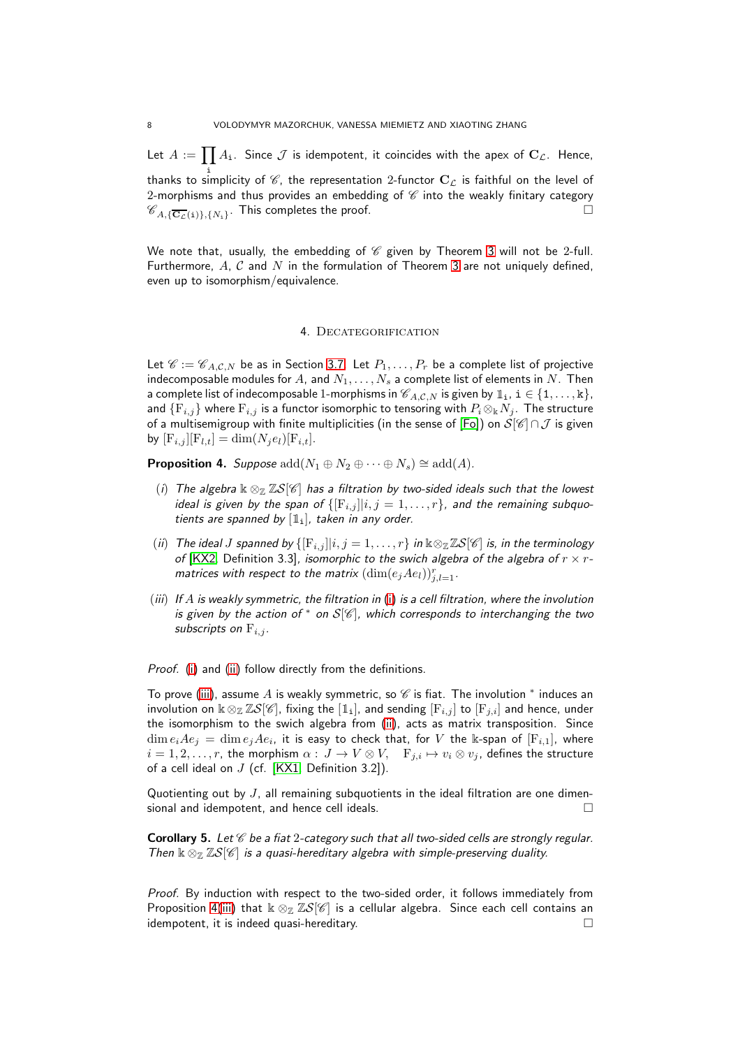Let $A := \prod_{\mathtt{i}} A_{\mathtt{i}}$. Since $\mathcal{J}$ is idempotent, it coincides with the apex of $\mathbf{C}_{\mathcal{L}}$. Hence, thanks to simplicity of $\mathscr{C}$, the representation 2-functor $\mathbf{C}_{\mathcal{L}}$ is faithful on the level of 2-morphisms and thus provides an embedding of $\mathscr{C}$ into the weakly finitary category $\mathscr{C}_{A,\{\overline{\mathbf{C}_{\mathcal{L}}}(\mathtt{i})\},\{N_{\mathtt{i}}\}}$. This completes the proof. □

We note that, usually, the embedding of $\mathscr{C}$ given by Theorem 3 will not be 2-full. Furthermore, $A$, $\mathcal{C}$ and $N$ in the formulation of Theorem 3 are not uniquely defined, even up to isomorphism/equivalence.

## 4. Decategorification

Let $\mathscr{C} := \mathscr{C}_{A,\mathcal{C},N}$ be as in Section 3.7. Let $P_1, \dots, P_r$ be a complete list of projective indecomposable modules for $A$, and $N_1, \dots, N_s$ a complete list of elements in $N$. Then a complete list of indecomposable 1-morphisms in $\mathscr{C}_{A,\mathcal{C},N}$ is given by $\mathbb{1}_{\mathtt{i}}$, $\mathtt{i} \in \{\mathtt{1}, \dots, \mathtt{k}\}$, and $\{\mathrm{F}_{i,j}\}$ where $\mathrm{F}_{i,j}$ is a functor isomorphic to tensoring with $P_i \otimes_{\Bbbk} N_j$. The structure of a multisemigroup with finite multiplicities (in the sense of [Fo]) on $\mathcal{S}[\mathscr{C}] \cap \mathcal{J}$ is given by $[\mathrm{F}_{i,j}][\mathrm{F}_{l,t}] = \dim(N_j e_l)[\mathrm{F}_{i,t}]$.

**Proposition 4.** *Suppose* $\mathrm{add}(N_1 \oplus N_2 \oplus \dots \oplus N_s) \cong \mathrm{add}(A)$.

(*i*) *The algebra* $\Bbbk \otimes_{\mathbb{Z}} \mathbb{Z}\mathcal{S}[\mathscr{C}]$ *has a filtration by two-sided ideals such that the lowest ideal is given by the span of* $\{[\mathrm{F}_{i,j}] | i, j = 1, \dots, r\}$, *and the remaining subquotients are spanned by* $[\mathbb{1}_{\mathtt{i}}]$, *taken in any order.*

(*ii*) *The ideal* $J$ *spanned by* $\{[\mathrm{F}_{i,j}] | i, j = 1, \dots, r\}$ *in* $\Bbbk \otimes_{\mathbb{Z}} \mathbb{Z}\mathcal{S}[\mathscr{C}]$ *is, in the terminology of* [KX2, Definition 3.3], *isomorphic to the swich algebra of the algebra of* $r \times r$*-matrices with respect to the matrix* $(\dim(e_j A e_l))_{j,l=1}^r$.

(*iii*) *If* $A$ *is weakly symmetric, the filtration in* (i) *is a cell filtration, where the involution is given by the action of* $^*$ *on* $\mathcal{S}[\mathscr{C}]$, *which corresponds to interchanging the two subscripts on* $\mathrm{F}_{i,j}$.

*Proof.* (i) and (ii) follow directly from the definitions.

To prove (iii), assume $A$ is weakly symmetric, so $\mathscr{C}$ is fiat. The involution $^*$ induces an involution on $\Bbbk \otimes_{\mathbb{Z}} \mathbb{Z}\mathcal{S}[\mathscr{C}]$, fixing the $[\mathbb{1}_{\mathtt{i}}]$, and sending $[\mathrm{F}_{i,j}]$ to $[\mathrm{F}_{j,i}]$ and hence, under the isomorphism to the swich algebra from (ii), acts as matrix transposition. Since $\dim e_i A e_j = \dim e_j A e_i$, it is easy to check that, for $V$ the $\Bbbk$-span of $[\mathrm{F}_{i,1}]$, where $i = 1, 2, \dots, r$, the morphism $\alpha : J \to V \otimes V$, $\quad \mathrm{F}_{j,i} \mapsto v_i \otimes v_j$, defines the structure of a cell ideal on $J$ (cf. [KX1, Definition 3.2]).

Quotienting out by $J$, all remaining subquotients in the ideal filtration are one dimensional and idempotent, and hence cell ideals. □

**Corollary 5.** *Let* $\mathscr{C}$ *be a fiat* 2*-category such that all two-sided cells are strongly regular. Then* $\Bbbk \otimes_{\mathbb{Z}} \mathbb{Z}\mathcal{S}[\mathscr{C}]$ *is a quasi-hereditary algebra with simple-preserving duality.*

*Proof.* By induction with respect to the two-sided order, it follows immediately from Proposition 4(iii) that $\Bbbk \otimes_{\mathbb{Z}} \mathbb{Z}\mathcal{S}[\mathscr{C}]$ is a cellular algebra. Since each cell contains an idempotent, it is indeed quasi-hereditary. □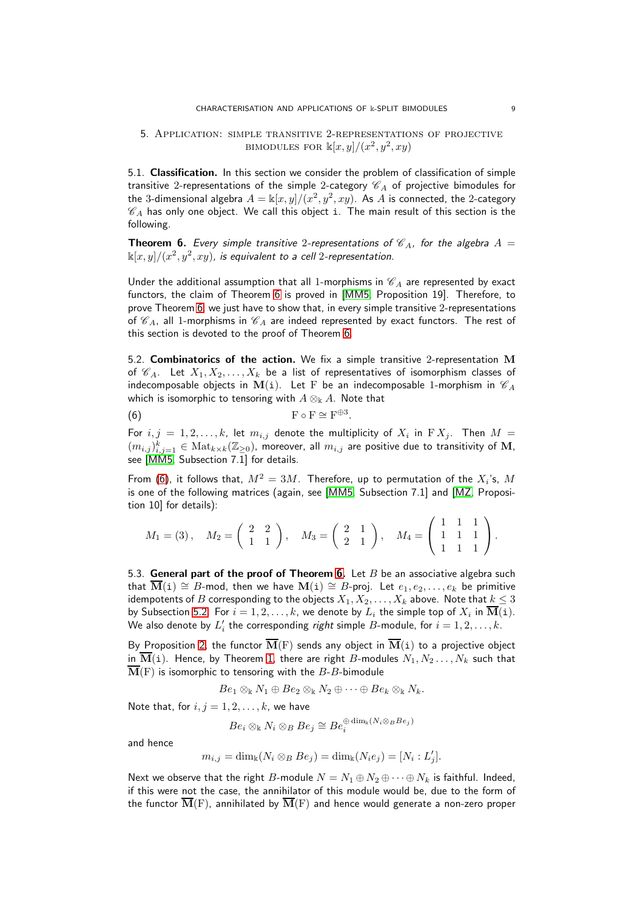## 5. Application: simple transitive 2-representations of projective bimodules for $\Bbbk[x,y]/(x^2,y^2,xy)$

5.1. **Classification.** In this section we consider the problem of classification of simple transitive 2-representations of the simple 2-category $\mathscr{C}_A$ of projective bimodules for the 3-dimensional algebra $A = \Bbbk[x,y]/(x^2,y^2,xy)$. As $A$ is connected, the 2-category $\mathscr{C}_A$ has only one object. We call this object $\mathtt{i}$. The main result of this section is the following.

**Theorem 6.** *Every simple transitive 2-representations of $\mathscr{C}_A$, for the algebra $A = \Bbbk[x,y]/(x^2,y^2,xy)$, is equivalent to a cell 2-representation.*

Under the additional assumption that all 1-morphisms in $\mathscr{C}_A$ are represented by exact functors, the claim of Theorem 6 is proved in [MM5, Proposition 19]. Therefore, to prove Theorem 6, we just have to show that, in every simple transitive 2-representations of $\mathscr{C}_A$, all 1-morphisms in $\mathscr{C}_A$ are indeed represented by exact functors. The rest of this section is devoted to the proof of Theorem 6.

5.2. **Combinatorics of the action.** We fix a simple transitive 2-representation $\mathbf{M}$ of $\mathscr{C}_A$. Let $X_1, X_2, \dots, X_k$ be a list of representatives of isomorphism classes of indecomposable objects in $\mathbf{M}(\mathtt{i})$. Let $\mathrm{F}$ be an indecomposable 1-morphism in $\mathscr{C}_A$ which is isomorphic to tensoring with $A \otimes_\Bbbk A$. Note that

$$\mathrm{F} \circ \mathrm{F} \cong \mathrm{F}^{\oplus 3}. \tag{6}$$

For $i, j = 1, 2, \dots, k$, let $m_{i,j}$ denote the multiplicity of $X_i$ in $\mathrm{F}\, X_j$. Then $M = (m_{i,j})_{i,j=1}^k \in \mathrm{Mat}_{k\times k}(\mathbb{Z}_{\geq 0})$, moreover, all $m_{i,j}$ are positive due to transitivity of $\mathbf{M}$, see [MM5, Subsection 7.1] for details.

From (6), it follows that, $M^2 = 3M$. Therefore, up to permutation of the $X_i$'s, $M$ is one of the following matrices (again, see [MM5, Subsection 7.1] and [MZ, Proposition 10] for details):

$$M_1 = (3), \quad M_2 = \begin{pmatrix} 2 & 2 \\ 1 & 1 \end{pmatrix}, \quad M_3 = \begin{pmatrix} 2 & 1 \\ 2 & 1 \end{pmatrix}, \quad M_4 = \begin{pmatrix} 1 & 1 & 1 \\ 1 & 1 & 1 \\ 1 & 1 & 1 \end{pmatrix}.$$

5.3. **General part of the proof of Theorem 6.** Let $B$ be an associative algebra such that $\overline{\mathbf{M}}(\mathtt{i}) \cong B\text{-mod}$, then we have $\mathbf{M}(\mathtt{i}) \cong B\text{-proj}$. Let $e_1, e_2, \dots, e_k$ be primitive idempotents of $B$ corresponding to the objects $X_1, X_2, \dots, X_k$ above. Note that $k \leq 3$ by Subsection 5.2. For $i = 1, 2, \dots, k$, we denote by $L_i$ the simple top of $X_i$ in $\overline{\mathbf{M}}(\mathtt{i})$. We also denote by $L'_i$ the corresponding *right* simple $B$-module, for $i = 1, 2, \dots, k$.

By Proposition 2, the functor $\overline{\mathbf{M}}(\mathrm{F})$ sends any object in $\overline{\mathbf{M}}(\mathtt{i})$ to a projective object in $\overline{\mathbf{M}}(\mathtt{i})$. Hence, by Theorem 1, there are right $B$-modules $N_1, N_2 \dots, N_k$ such that $\overline{\mathbf{M}}(\mathrm{F})$ is isomorphic to tensoring with the $B$-$B$-bimodule

$$Be_1 \otimes_\Bbbk N_1 \oplus Be_2 \otimes_\Bbbk N_2 \oplus \dots \oplus Be_k \otimes_\Bbbk N_k.$$

Note that, for $i, j = 1, 2, \dots, k$, we have

$$Be_i \otimes_\Bbbk N_i \otimes_B Be_j \cong Be_i^{\oplus \dim_\Bbbk(N_i \otimes_B Be_j)}$$

and hence

$$m_{i,j} = \dim_\Bbbk(N_i \otimes_B Be_j) = \dim_\Bbbk(N_i e_j) = [N_i : L'_j].$$

Next we observe that the right $B$-module $N = N_1 \oplus N_2 \oplus \dots \oplus N_k$ is faithful. Indeed, if this were not the case, the annihilator of this module would be, due to the form of the functor $\overline{\mathbf{M}}(\mathrm{F})$, annihilated by $\overline{\mathbf{M}}(\mathrm{F})$ and hence would generate a non-zero proper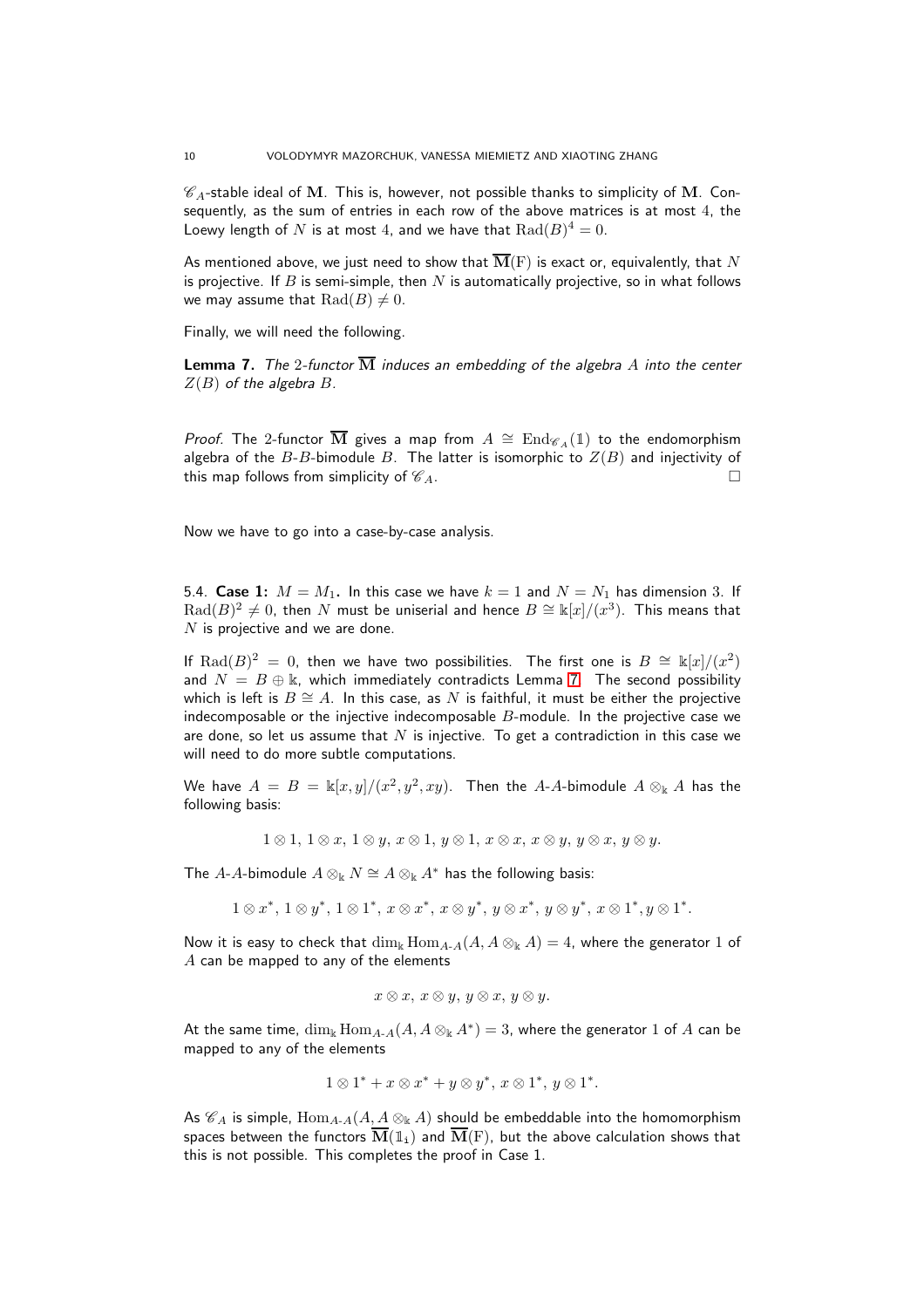$\mathscr{C}_A$-stable ideal of $\mathbf{M}$. This is, however, not possible thanks to simplicity of $\mathbf{M}$. Consequently, as the sum of entries in each row of the above matrices is at most 4, the Loewy length of $N$ is at most 4, and we have that $\mathrm{Rad}(B)^4 = 0$.

As mentioned above, we just need to show that $\overline{\mathbf{M}}(\mathrm{F})$ is exact or, equivalently, that $N$ is projective. If $B$ is semi-simple, then $N$ is automatically projective, so in what follows we may assume that $\mathrm{Rad}(B) \neq 0$.

Finally, we will need the following.

**Lemma 7.** *The 2-functor $\overline{\mathbf{M}}$ induces an embedding of the algebra $A$ into the center $Z(B)$ of the algebra $B$.*

*Proof.* The 2-functor $\overline{\mathbf{M}}$ gives a map from $A \cong \mathrm{End}_{\mathscr{C}_A}(\mathbb{1})$ to the endomorphism algebra of the $B$-$B$-bimodule $B$. The latter is isomorphic to $Z(B)$ and injectivity of this map follows from simplicity of $\mathscr{C}_A$. $\square$

Now we have to go into a case-by-case analysis.

5.4. **Case 1:** $M = M_1$**.** In this case we have $k = 1$ and $N = N_1$ has dimension 3. If $\mathrm{Rad}(B)^2 \neq 0$, then $N$ must be uniserial and hence $B \cong \Bbbk[x]/(x^3)$. This means that $N$ is projective and we are done.

If $\mathrm{Rad}(B)^2 = 0$, then we have two possibilities. The first one is $B \cong \Bbbk[x]/(x^2)$ and $N = B \oplus \Bbbk$, which immediately contradicts Lemma 7. The second possibility which is left is $B \cong A$. In this case, as $N$ is faithful, it must be either the projective indecomposable or the injective indecomposable $B$-module. In the projective case we are done, so let us assume that $N$ is injective. To get a contradiction in this case we will need to do more subtle computations.

We have $A = B = \Bbbk[x,y]/(x^2, y^2, xy)$. Then the $A$-$A$-bimodule $A \otimes_\Bbbk A$ has the following basis:

$$1 \otimes 1,\ 1 \otimes x,\ 1 \otimes y,\ x \otimes 1,\ y \otimes 1,\ x \otimes x,\ x \otimes y,\ y \otimes x,\ y \otimes y.$$

The $A$-$A$-bimodule $A \otimes_\Bbbk N \cong A \otimes_\Bbbk A^*$ has the following basis:

$$1 \otimes x^*,\ 1 \otimes y^*,\ 1 \otimes 1^*,\ x \otimes x^*,\ x \otimes y^*,\ y \otimes x^*,\ y \otimes y^*,\ x \otimes 1^*, y \otimes 1^*.$$

Now it is easy to check that $\dim_\Bbbk \mathrm{Hom}_{A\text{-}A}(A, A \otimes_\Bbbk A) = 4$, where the generator 1 of $A$ can be mapped to any of the elements

$$x \otimes x,\ x \otimes y,\ y \otimes x,\ y \otimes y.$$

At the same time, $\dim_\Bbbk \mathrm{Hom}_{A\text{-}A}(A, A \otimes_\Bbbk A^*) = 3$, where the generator 1 of $A$ can be mapped to any of the elements

$$1 \otimes 1^* + x \otimes x^* + y \otimes y^*,\ x \otimes 1^*,\ y \otimes 1^*.$$

As $\mathscr{C}_A$ is simple, $\mathrm{Hom}_{A\text{-}A}(A, A \otimes_\Bbbk A)$ should be embeddable into the homomorphism spaces between the functors $\overline{\mathbf{M}}(\mathbb{1}_\mathtt{i})$ and $\overline{\mathbf{M}}(\mathrm{F})$, but the above calculation shows that this is not possible. This completes the proof in Case 1.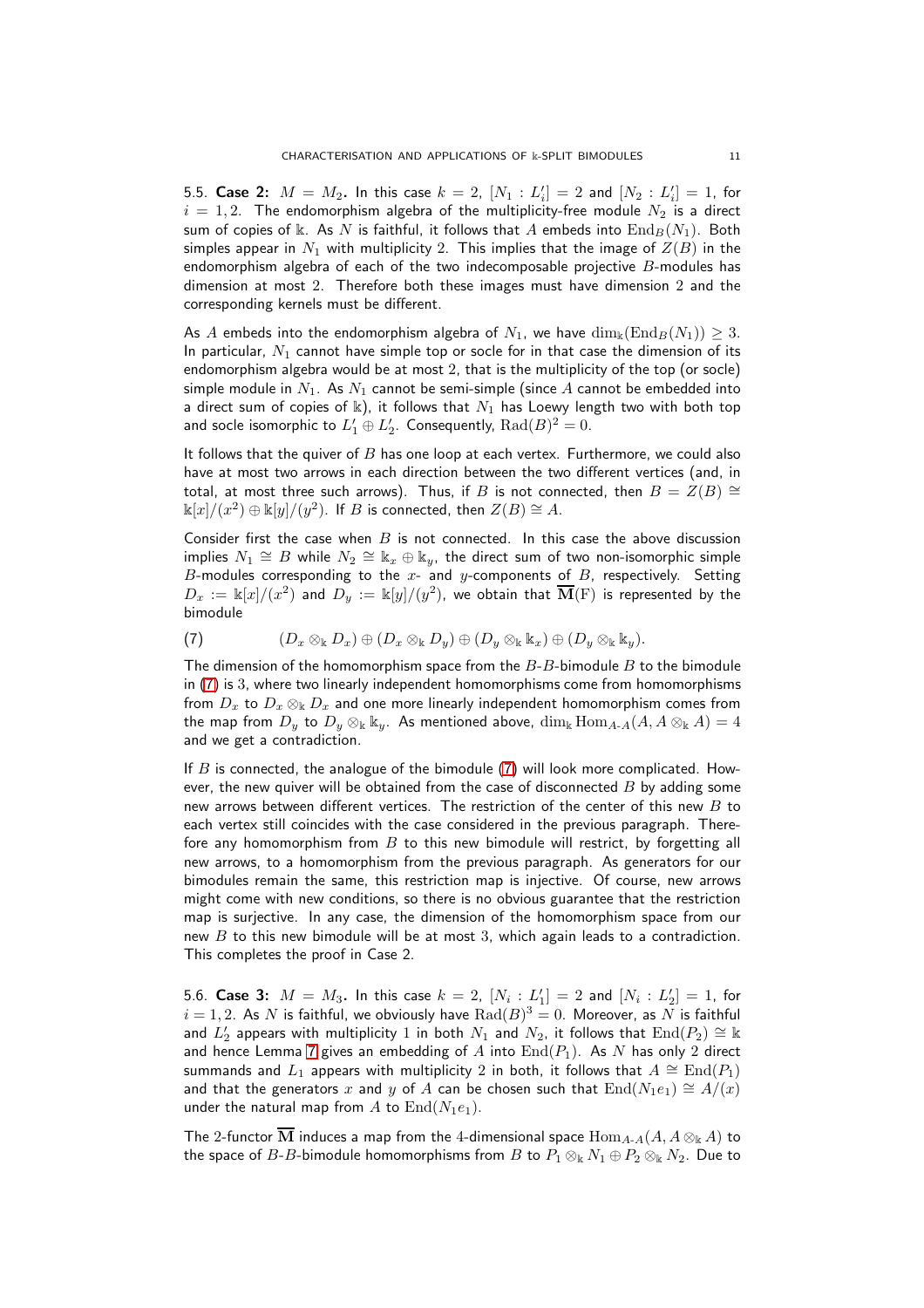5.5. **Case 2:** $M = M_2$. In this case $k = 2$, $[N_1 : L'_i] = 2$ and $[N_2 : L'_i] = 1$, for $i = 1, 2$. The endomorphism algebra of the multiplicity-free module $N_2$ is a direct sum of copies of $\Bbbk$. As $N$ is faithful, it follows that $A$ embeds into $\mathrm{End}_B(N_1)$. Both simples appear in $N_1$ with multiplicity 2. This implies that the image of $Z(B)$ in the endomorphism algebra of each of the two indecomposable projective $B$-modules has dimension at most 2. Therefore both these images must have dimension 2 and the corresponding kernels must be different.

As $A$ embeds into the endomorphism algebra of $N_1$, we have $\dim_\Bbbk(\mathrm{End}_B(N_1)) \geq 3$. In particular, $N_1$ cannot have simple top or socle for in that case the dimension of its endomorphism algebra would be at most 2, that is the multiplicity of the top (or socle) simple module in $N_1$. As $N_1$ cannot be semi-simple (since $A$ cannot be embedded into a direct sum of copies of $\Bbbk$), it follows that $N_1$ has Loewy length two with both top and socle isomorphic to $L'_1 \oplus L'_2$. Consequently, $\mathrm{Rad}(B)^2 = 0$.

It follows that the quiver of $B$ has one loop at each vertex. Furthermore, we could also have at most two arrows in each direction between the two different vertices (and, in total, at most three such arrows). Thus, if $B$ is not connected, then $B = Z(B) \cong \Bbbk[x]/(x^2) \oplus \Bbbk[y]/(y^2)$. If $B$ is connected, then $Z(B) \cong A$.

Consider first the case when $B$ is not connected. In this case the above discussion implies $N_1 \cong B$ while $N_2 \cong \Bbbk_x \oplus \Bbbk_y$, the direct sum of two non-isomorphic simple $B$-modules corresponding to the $x$- and $y$-components of $B$, respectively. Setting $D_x := \Bbbk[x]/(x^2)$ and $D_y := \Bbbk[y]/(y^2)$, we obtain that $\overline{\mathbf{M}}(\mathrm{F})$ is represented by the bimodule

$$(D_x \otimes_\Bbbk D_x) \oplus (D_x \otimes_\Bbbk D_y) \oplus (D_y \otimes_\Bbbk \Bbbk_x) \oplus (D_y \otimes_\Bbbk \Bbbk_y). \tag{7}$$

The dimension of the homomorphism space from the $B$-$B$-bimodule $B$ to the bimodule in (7) is 3, where two linearly independent homomorphisms come from homomorphisms from $D_x$ to $D_x \otimes_\Bbbk D_x$ and one more linearly independent homomorphism comes from the map from $D_y$ to $D_y \otimes_\Bbbk \Bbbk_y$. As mentioned above, $\dim_\Bbbk \mathrm{Hom}_{A\text{-}A}(A, A \otimes_\Bbbk A) = 4$ and we get a contradiction.

If $B$ is connected, the analogue of the bimodule (7) will look more complicated. However, the new quiver will be obtained from the case of disconnected $B$ by adding some new arrows between different vertices. The restriction of the center of this new $B$ to each vertex still coincides with the case considered in the previous paragraph. Therefore any homomorphism from $B$ to this new bimodule will restrict, by forgetting all new arrows, to a homomorphism from the previous paragraph. As generators for our bimodules remain the same, this restriction map is injective. Of course, new arrows might come with new conditions, so there is no obvious guarantee that the restriction map is surjective. In any case, the dimension of the homomorphism space from our new $B$ to this new bimodule will be at most 3, which again leads to a contradiction. This completes the proof in Case 2.

5.6. **Case 3:** $M = M_3$. In this case $k = 2$, $[N_i : L'_1] = 2$ and $[N_i : L'_2] = 1$, for $i = 1, 2$. As $N$ is faithful, we obviously have $\mathrm{Rad}(B)^3 = 0$. Moreover, as $N$ is faithful and $L'_2$ appears with multiplicity 1 in both $N_1$ and $N_2$, it follows that $\mathrm{End}(P_2) \cong \Bbbk$ and hence Lemma 7 gives an embedding of $A$ into $\mathrm{End}(P_1)$. As $N$ has only 2 direct summands and $L_1$ appears with multiplicity 2 in both, it follows that $A \cong \mathrm{End}(P_1)$ and that the generators $x$ and $y$ of $A$ can be chosen such that $\mathrm{End}(N_1 e_1) \cong A/(x)$ under the natural map from $A$ to $\mathrm{End}(N_1 e_1)$.

The 2-functor $\overline{\mathbf{M}}$ induces a map from the 4-dimensional space $\mathrm{Hom}_{A\text{-}A}(A, A \otimes_\Bbbk A)$ to the space of $B$-$B$-bimodule homomorphisms from $B$ to $P_1 \otimes_\Bbbk N_1 \oplus P_2 \otimes_\Bbbk N_2$. Due to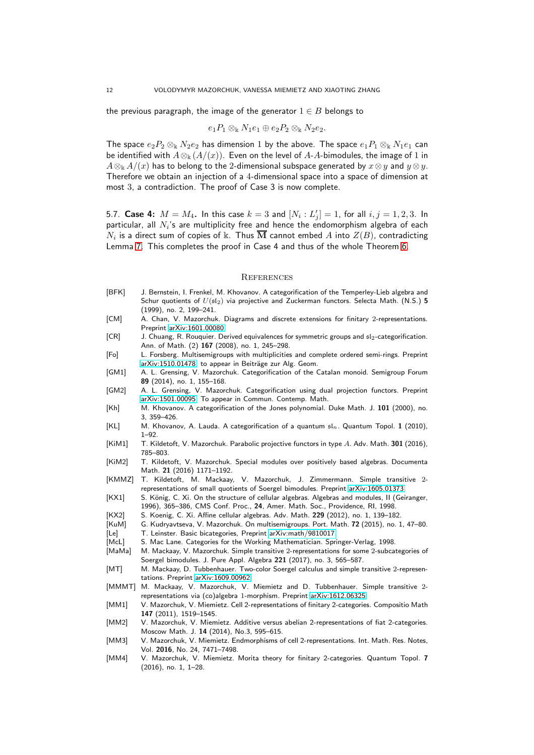the previous paragraph, the image of the generator $1 \in B$ belongs to

$$e_1 P_1 \otimes_{\Bbbk} N_1 e_1 \oplus e_2 P_2 \otimes_{\Bbbk} N_2 e_2.$$

The space $e_2 P_2 \otimes_{\Bbbk} N_2 e_2$ has dimension 1 by the above. The space $e_1 P_1 \otimes_{\Bbbk} N_1 e_1$ can be identified with $A \otimes_{\Bbbk} (A/(x))$. Even on the level of $A$-$A$-bimodules, the image of 1 in $A \otimes_{\Bbbk} A/(x)$ has to belong to the 2-dimensional subspace generated by $x \otimes y$ and $y \otimes y$. Therefore we obtain an injection of a 4-dimensional space into a space of dimension at most 3, a contradiction. The proof of Case 3 is now complete.

5.7. **Case 4: $M = M_4$.** In this case $k = 3$ and $[N_i : L'_j] = 1$, for all $i, j = 1, 2, 3$. In particular, all $N_i$'s are multiplicity free and hence the endomorphism algebra of each $N_i$ is a direct sum of copies of $\Bbbk$. Thus $\overline{\mathbf{M}}$ cannot embed $A$ into $Z(B)$, contradicting Lemma 7. This completes the proof in Case 4 and thus of the whole Theorem 6.

## References

- [BFK] J. Bernstein, I. Frenkel, M. Khovanov. A categorification of the Temperley-Lieb algebra and Schur quotients of $U(\mathfrak{sl}_2)$ via projective and Zuckerman functors. Selecta Math. (N.S.) **5** (1999), no. 2, 199–241.
- [CM] A. Chan, V. Mazorchuk. Diagrams and discrete extensions for finitary 2-representations. Preprint arXiv:1601.00080.
- [CR] J. Chuang, R. Rouquier. Derived equivalences for symmetric groups and $\mathfrak{sl}_2$-categorification. Ann. of Math. (2) **167** (2008), no. 1, 245–298.
- [Fo] L. Forsberg. Multisemigroups with multiplicities and complete ordered semi-rings. Preprint arXiv:1510.01478, to appear in Beiträge zur Alg. Geom.
- [GM1] A. L. Grensing, V. Mazorchuk. Categorification of the Catalan monoid. Semigroup Forum **89** (2014), no. 1, 155–168.
- [GM2] A. L. Grensing, V. Mazorchuk. Categorification using dual projection functors. Preprint arXiv:1501.00095. To appear in Commun. Contemp. Math.
- [Kh] M. Khovanov. A categorification of the Jones polynomial. Duke Math. J. **101** (2000), no. 3, 359–426.
- [KL] M. Khovanov, A. Lauda. A categorification of a quantum $\mathfrak{sl}_n$. Quantum Topol. **1** (2010), 1–92.
- [KiM1] T. Kildetoft, V. Mazorchuk. Parabolic projective functors in type $A$. Adv. Math. **301** (2016), 785–803.
- [KiM2] T. Kildetoft, V. Mazorchuk. Special modules over positively based algebras. Documenta Math. **21** (2016) 1171–1192.
- [KMMZ] T. Kildetoft, M. Mackaay, V. Mazorchuk, J. Zimmermann. Simple transitive 2-representations of small quotients of Soergel bimodules. Preprint arXiv:1605.01373.
- [KX1] S. König, C. Xi. On the structure of cellular algebras. Algebras and modules, II (Geiranger, 1996), 365–386, CMS Conf. Proc., **24**, Amer. Math. Soc., Providence, RI, 1998.
- [KX2] S. Koenig, C. Xi. Affine cellular algebras. Adv. Math. **229** (2012), no. 1, 139–182.
- [KuM] G. Kudryavtseva, V. Mazorchuk. On multisemigroups. Port. Math. **72** (2015), no. 1, 47–80.
- [Le] T. Leinster. Basic bicategories, Preprint arXiv:math/9810017.
- [McL] S. Mac Lane. Categories for the Working Mathematician. Springer-Verlag, 1998.
- [MaMa] M. Mackaay, V. Mazorchuk. Simple transitive 2-representations for some 2-subcategories of Soergel bimodules. J. Pure Appl. Algebra **221** (2017), no. 3, 565–587.
- [MT] M. Mackaay, D. Tubbenhauer. Two-color Soergel calculus and simple transitive 2-representations. Preprint arXiv:1609.00962.
- [MMMT] M. Mackaay, V. Mazorchuk, V. Miemietz and D. Tubbenhauer. Simple transitive 2-representations via (co)algebra 1-morphism. Preprint arXiv:1612.06325.
- [MM1] V. Mazorchuk, V. Miemietz. Cell 2-representations of finitary 2-categories. Compositio Math **147** (2011), 1519–1545.
- [MM2] V. Mazorchuk, V. Miemietz. Additive versus abelian 2-representations of fiat 2-categories. Moscow Math. J. **14** (2014), No.3, 595–615.
- [MM3] V. Mazorchuk, V. Miemietz. Endmorphisms of cell 2-representations. Int. Math. Res. Notes, Vol. **2016**, No. 24, 7471–7498.
- [MM4] V. Mazorchuk, V. Miemietz. Morita theory for finitary 2-categories. Quantum Topol. **7** (2016), no. 1, 1–28.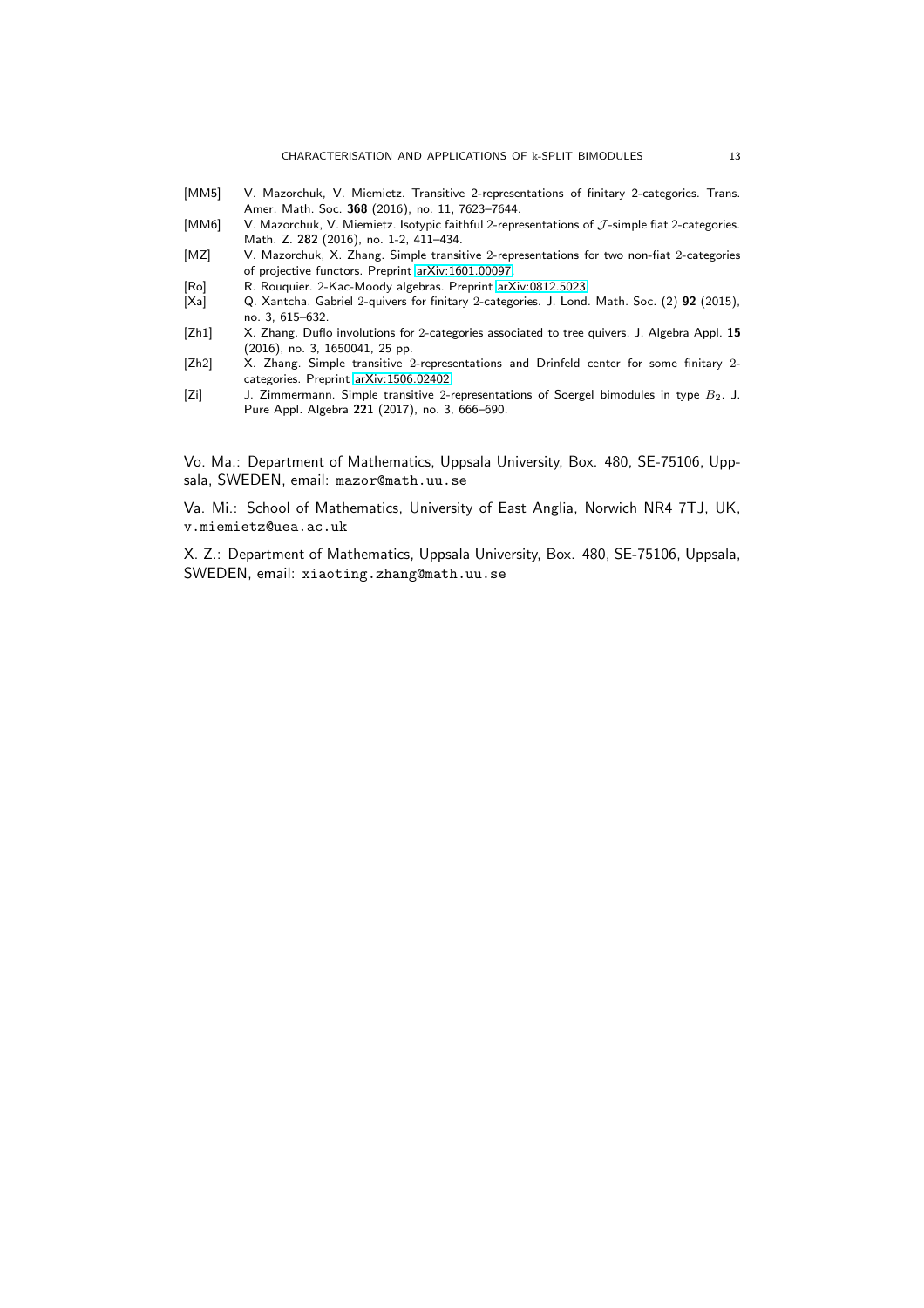[MM5] V. Mazorchuk, V. Miemietz. Transitive 2-representations of finitary 2-categories. Trans. Amer. Math. Soc. **368** (2016), no. 11, 7623–7644.

[MM6] V. Mazorchuk, V. Miemietz. Isotypic faithful 2-representations of $\mathcal{J}$-simple fiat 2-categories. Math. Z. **282** (2016), no. 1-2, 411–434.

[MZ] V. Mazorchuk, X. Zhang. Simple transitive 2-representations for two non-fiat 2-categories of projective functors. Preprint arXiv:1601.00097.

[Ro] R. Rouquier. 2-Kac-Moody algebras. Preprint arXiv:0812.5023.

[Xa] Q. Xantcha. Gabriel 2-quivers for finitary 2-categories. J. Lond. Math. Soc. (2) **92** (2015), no. 3, 615–632.

[Zh1] X. Zhang. Duflo involutions for 2-categories associated to tree quivers. J. Algebra Appl. **15** (2016), no. 3, 1650041, 25 pp.

[Zh2] X. Zhang. Simple transitive 2-representations and Drinfeld center for some finitary 2-categories. Preprint arXiv:1506.02402.

[Zi] J. Zimmermann. Simple transitive 2-representations of Soergel bimodules in type $B_2$. J. Pure Appl. Algebra **221** (2017), no. 3, 666–690.

Vo. Ma.: Department of Mathematics, Uppsala University, Box. 480, SE-75106, Uppsala, SWEDEN, email: mazor@math.uu.se

Va. Mi.: School of Mathematics, University of East Anglia, Norwich NR4 7TJ, UK, v.miemietz@uea.ac.uk

X. Z.: Department of Mathematics, Uppsala University, Box. 480, SE-75106, Uppsala, SWEDEN, email: xiaoting.zhang@math.uu.se